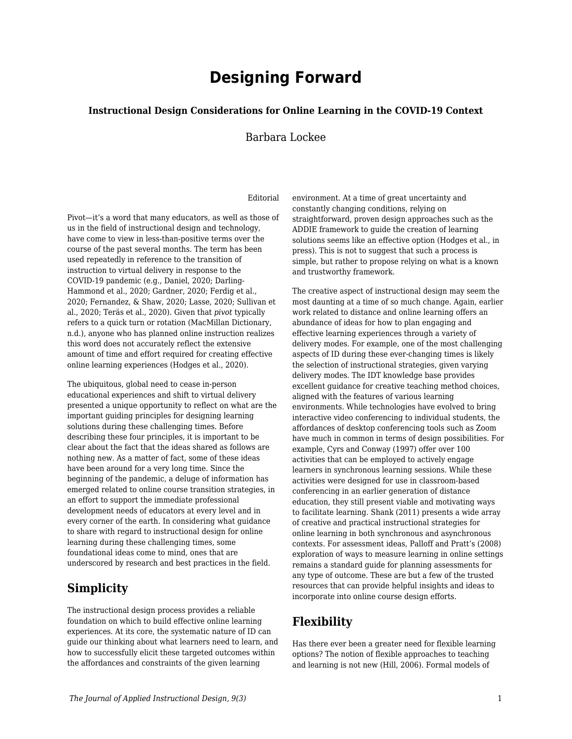# Designing Forward

**Instructional Design Considerations for Online Learning in the COVID-19 Context**

Barbara Lockee

Editorial

Pivot—it's a word that many educators, as well as those of us in the field of instructional design and technology, have come to view in less-than-positive terms over the course of the past several months. The term has been used repeatedly in reference to the transition of instruction to virtual delivery in response to the COVID-19 pandemic (e.g., Daniel, 2020; Darling-Hammond et al., 2020; Gardner, 2020; Ferdig et al., 2020; Fernandez, & Shaw, 2020; Lasse, 2020; Sullivan et al., 2020; Teräs et al., 2020). Given that *pivot* typically refers to a quick turn or rotation (MacMillan Dictionary, n.d.), anyone who has planned online instruction realizes this word does not accurately reflect the extensive amount of time and effort required for creating effective online learning experiences (Hodges et al., 2020).

The ubiquitous, global need to cease in-person educational experiences and shift to virtual delivery presented a unique opportunity to reflect on what are the important guiding principles for designing learning solutions during these challenging times. Before describing these four principles, it is important to be clear about the fact that the ideas shared as follows are nothing new. As a matter of fact, some of these ideas have been around for a very long time. Since the beginning of the pandemic, a deluge of information has emerged related to online course transition strategies, in an effort to support the immediate professional development needs of educators at every level and in every corner of the earth. In considering what guidance to share with regard to instructional design for online learning during these challenging times, some foundational ideas come to mind, ones that are underscored by research and best practices in the field.

## Simplicity

The instructional design process provides a reliable foundation on which to build effective online learning experiences. At its core, the systematic nature of ID can guide our thinking about what learners need to learn, and how to successfully elicit these targeted outcomes within the affordances and constraints of the given learning environment. At a time of great uncertainty and constantly changing conditions, relying on straightforward, proven design approaches such as the ADDIE framework to guide the creation of learning solutions seems like an effective option (Hodges et al., in press). This is not to suggest that such a process is simple, but rather to propose relying on what is a known and trustworthy framework.

The creative aspect of instructional design may seem the most daunting at a time of so much change. Again, earlier work related to distance and online learning offers an abundance of ideas for how to plan engaging and effective learning experiences through a variety of delivery modes. For example, one of the most challenging aspects of ID during these ever-changing times is likely the selection of instructional strategies, given varying delivery modes. The IDT knowledge base provides excellent guidance for creative teaching method choices, aligned with the features of various learning environments. While technologies have evolved to bring interactive video conferencing to individual students, the affordances of desktop conferencing tools such as Zoom have much in common in terms of design possibilities. For example, Cyrs and Conway (1997) offer over 100 activities that can be employed to actively engage learners in synchronous learning sessions. While these activities were designed for use in classroom-based conferencing in an earlier generation of distance education, they still present viable and motivating ways to facilitate learning. Shank (2011) presents a wide array of creative and practical instructional strategies for online learning in both synchronous and asynchronous contexts. For assessment ideas, Palloff and Pratt's (2008) exploration of ways to measure learning in online settings remains a standard guide for planning assessments for any type of outcome. These are but a few of the trusted resources that can provide helpful insights and ideas to incorporate into online course design efforts.

## Flexibility

Has there ever been a greater need for flexible learning options? The notion of flexible approaches to teaching and learning is not new (Hill, 2006). Formal models of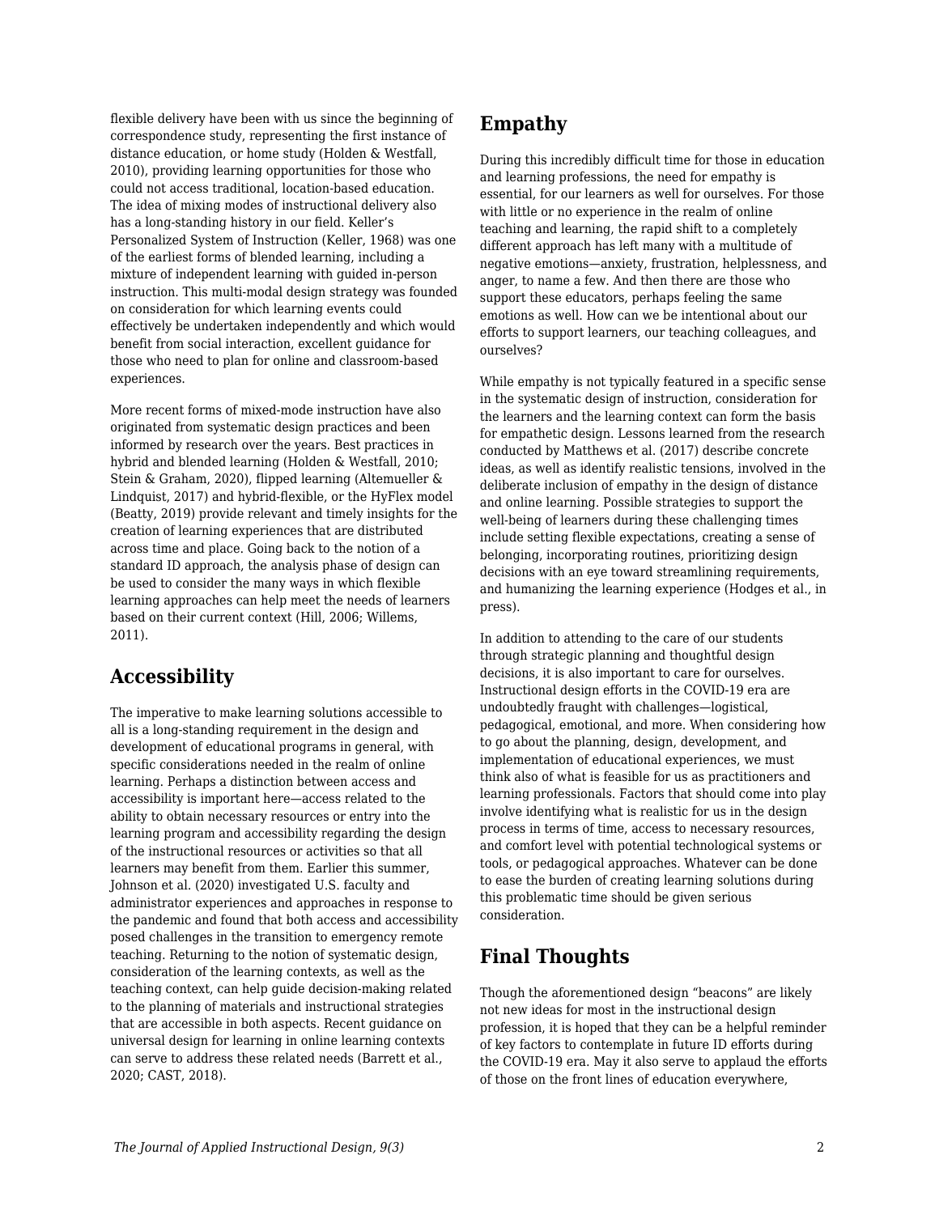flexible delivery have been with us since the beginning of correspondence study, representing the first instance of distance education, or home study (Holden & Westfall, 2010), providing learning opportunities for those who could not access traditional, location-based education. The idea of mixing modes of instructional delivery also has a long-standing history in our field. Keller's Personalized System of Instruction (Keller, 1968) was one of the earliest forms of blended learning, including a mixture of independent learning with guided in-person instruction. This multi-modal design strategy was founded on consideration for which learning events could effectively be undertaken independently and which would benefit from social interaction, excellent guidance for those who need to plan for online and classroom-based experiences.

More recent forms of mixed-mode instruction have also originated from systematic design practices and been informed by research over the years. Best practices in hybrid and blended learning (Holden & Westfall, 2010; Stein & Graham, 2020), flipped learning (Altemueller & Lindquist, 2017) and hybrid-flexible, or the HyFlex model (Beatty, 2019) provide relevant and timely insights for the creation of learning experiences that are distributed across time and place. Going back to the notion of a standard ID approach, the analysis phase of design can be used to consider the many ways in which flexible learning approaches can help meet the needs of learners based on their current context (Hill, 2006; Willems, 2011).

## Accessibility

The imperative to make learning solutions accessible to all is a long-standing requirement in the design and development of educational programs in general, with specific considerations needed in the realm of online learning. Perhaps a distinction between access and accessibility is important here—access related to the ability to obtain necessary resources or entry into the learning program and accessibility regarding the design of the instructional resources or activities so that all learners may benefit from them. Earlier this summer, Johnson et al. (2020) investigated U.S. faculty and administrator experiences and approaches in response to the pandemic and found that both access and accessibility posed challenges in the transition to emergency remote teaching. Returning to the notion of systematic design, consideration of the learning contexts, as well as the teaching context, can help guide decision-making related to the planning of materials and instructional strategies that are accessible in both aspects. Recent guidance on universal design for learning in online learning contexts can serve to address these related needs (Barrett et al., 2020; CAST, 2018).

## Empathy

During this incredibly difficult time for those in education and learning professions, the need for empathy is essential, for our learners as well for ourselves. For those with little or no experience in the realm of online teaching and learning, the rapid shift to a completely different approach has left many with a multitude of negative emotions—anxiety, frustration, helplessness, and anger, to name a few. And then there are those who support these educators, perhaps feeling the same emotions as well. How can we be intentional about our efforts to support learners, our teaching colleagues, and ourselves?

While empathy is not typically featured in a specific sense in the systematic design of instruction, consideration for the learners and the learning context can form the basis for empathetic design. Lessons learned from the research conducted by Matthews et al. (2017) describe concrete ideas, as well as identify realistic tensions, involved in the deliberate inclusion of empathy in the design of distance and online learning. Possible strategies to support the well-being of learners during these challenging times include setting flexible expectations, creating a sense of belonging, incorporating routines, prioritizing design decisions with an eye toward streamlining requirements, and humanizing the learning experience (Hodges et al., in press).

In addition to attending to the care of our students through strategic planning and thoughtful design decisions, it is also important to care for ourselves. Instructional design efforts in the COVID-19 era are undoubtedly fraught with challenges—logistical, pedagogical, emotional, and more. When considering how to go about the planning, design, development, and implementation of educational experiences, we must think also of what is feasible for us as practitioners and learning professionals. Factors that should come into play involve identifying what is realistic for us in the design process in terms of time, access to necessary resources, and comfort level with potential technological systems or tools, or pedagogical approaches. Whatever can be done to ease the burden of creating learning solutions during this problematic time should be given serious consideration.

## Final Thoughts

Though the aforementioned design "beacons" are likely not new ideas for most in the instructional design profession, it is hoped that they can be a helpful reminder of key factors to contemplate in future ID efforts during the COVID-19 era. May it also serve to applaud the efforts of those on the front lines of education everywhere,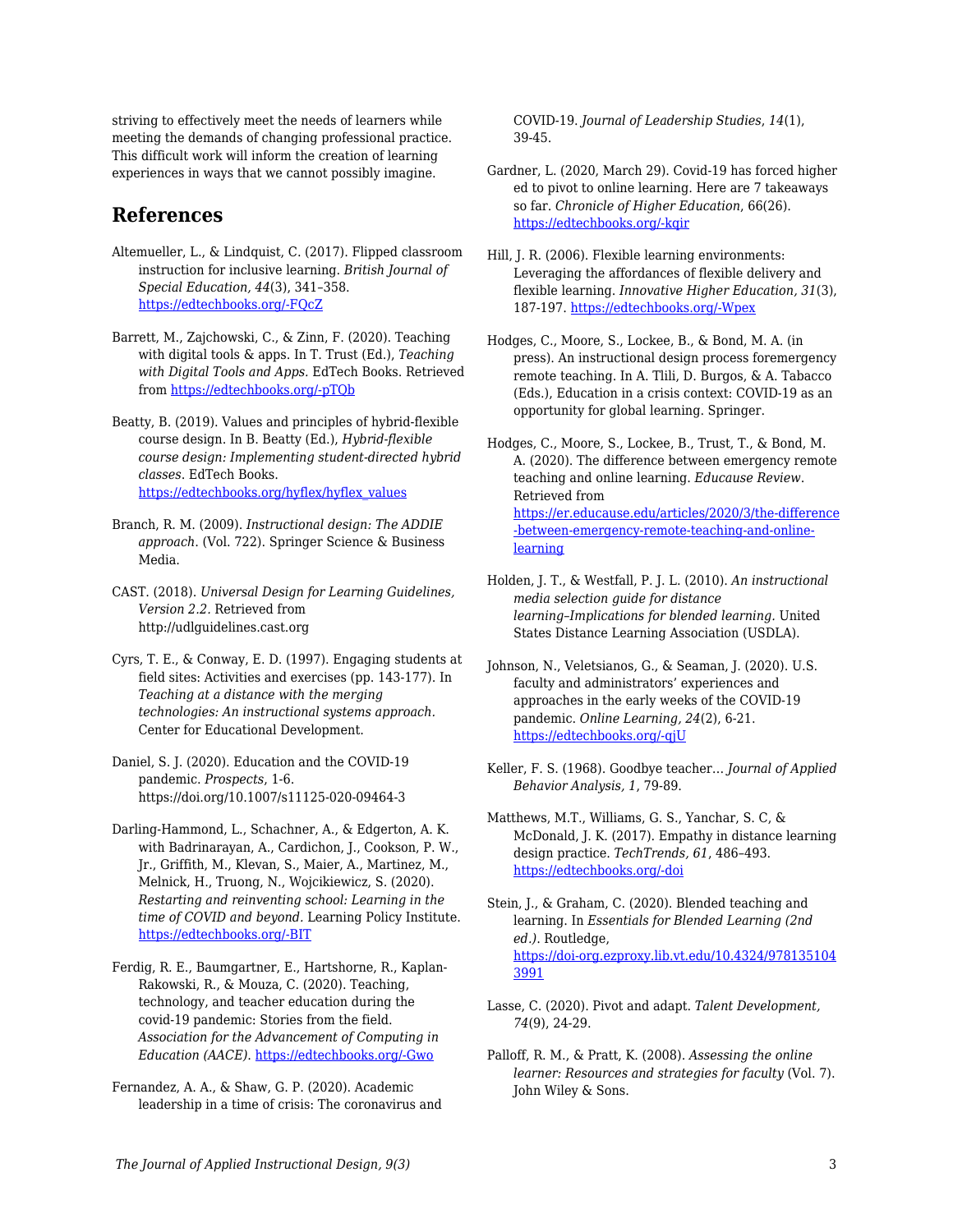striving to effectively meet the needs of learners while meeting the demands of changing professional practice. This difficult work will inform the creation of learning experiences in ways that we cannot possibly imagine.

## References

Altemueller, L., & Lindquist, C. (2017). Flipped classroom instruction for inclusive learning. *British Journal of Special Education, 44*(3), 341–358. https://edtechbooks.org/-FQcZ

Barrett, M., Zajchowski, C., & Zinn, F. (2020). Teaching with digital tools & apps. In T. Trust (Ed.), *Teaching with Digital Tools and Apps.* EdTech Books. Retrieved from https://edtechbooks.org/-pTQb

Beatty, B. (2019). Values and principles of hybrid-flexible course design. In B. Beatty (Ed.), *Hybrid-flexible course design: Implementing student-directed hybrid classes*. EdTech Books. https://edtechbooks.org/hyflex/hyflex_values

Branch, R. M. (2009). *Instructional design: The ADDIE approach*. (Vol. 722). Springer Science & Business Media.

CAST. (2018). *Universal Design for Learning Guidelines, Version 2.2*. Retrieved from http://udlguidelines.cast.org

Cyrs, T. E., & Conway, E. D. (1997). Engaging students at field sites: Activities and exercises (pp. 143-177). In *Teaching at a distance with the merging technologies: An instructional systems approach.* Center for Educational Development.

Daniel, S. J. (2020). Education and the COVID-19 pandemic. *Prospects*, 1-6. https://doi.org/10.1007/s11125-020-09464-3

Darling-Hammond, L., Schachner, A., & Edgerton, A. K. with Badrinarayan, A., Cardichon, J., Cookson, P. W., Jr., Griffith, M., Klevan, S., Maier, A., Martinez, M., Melnick, H., Truong, N., Wojcikiewicz, S. (2020). *Restarting and reinventing school: Learning in the time of COVID and beyond*. Learning Policy Institute. https://edtechbooks.org/-BIT

Ferdig, R. E., Baumgartner, E., Hartshorne, R., Kaplan-Rakowski, R., & Mouza, C. (2020). Teaching, technology, and teacher education during the covid-19 pandemic: Stories from the field. *Association for the Advancement of Computing in Education (AACE)*. https://edtechbooks.org/-Gwo

Fernandez, A. A., & Shaw, G. P. (2020). Academic leadership in a time of crisis: The coronavirus and COVID-19. *Journal of Leadership Studies*, *14*(1), 39-45.

Gardner, L. (2020, March 29). Covid-19 has forced higher ed to pivot to online learning. Here are 7 takeaways so far. *Chronicle of Higher Education*, 66(26). https://edtechbooks.org/-kqir

Hill, J. R. (2006). Flexible learning environments: Leveraging the affordances of flexible delivery and flexible learning. *Innovative Higher Education, 31*(3), 187-197. https://edtechbooks.org/-Wpex

Hodges, C., Moore, S., Lockee, B., & Bond, M. A. (in press). An instructional design process foremergency remote teaching. In A. Tlili, D. Burgos, & A. Tabacco (Eds.), Education in a crisis context: COVID-19 as an opportunity for global learning. Springer.

Hodges, C., Moore, S., Lockee, B., Trust, T., & Bond, M. A. (2020). The difference between emergency remote teaching and online learning. *Educause Review*. Retrieved from https://er.educause.edu/articles/2020/3/the-difference-between-emergency-remote-teaching-and-online-learning

Holden, J. T., & Westfall, P. J. L. (2010). *An instructional media selection guide for distance learning–Implications for blended learning.* United States Distance Learning Association (USDLA).

Johnson, N., Veletsianos, G., & Seaman, J. (2020). U.S. faculty and administrators' experiences and approaches in the early weeks of the COVID-19 pandemic. *Online Learning, 24*(2), 6-21. https://edtechbooks.org/-qjU

Keller, F. S. (1968). Goodbye teacher… *Journal of Applied Behavior Analysis, 1*, 79-89.

Matthews, M.T., Williams, G. S., Yanchar, S. C, & McDonald, J. K. (2017). Empathy in distance learning design practice. *TechTrends, 61*, 486–493. https://edtechbooks.org/-doi

Stein, J., & Graham, C. (2020). Blended teaching and learning. In *Essentials for Blended Learning (2nd ed.)*. Routledge, https://doi-org.ezproxy.lib.vt.edu/10.4324/9781351043991

Lasse, C. (2020). Pivot and adapt. *Talent Development, 74*(9), 24-29.

Palloff, R. M., & Pratt, K. (2008). *Assessing the online learner: Resources and strategies for faculty* (Vol. 7). John Wiley & Sons.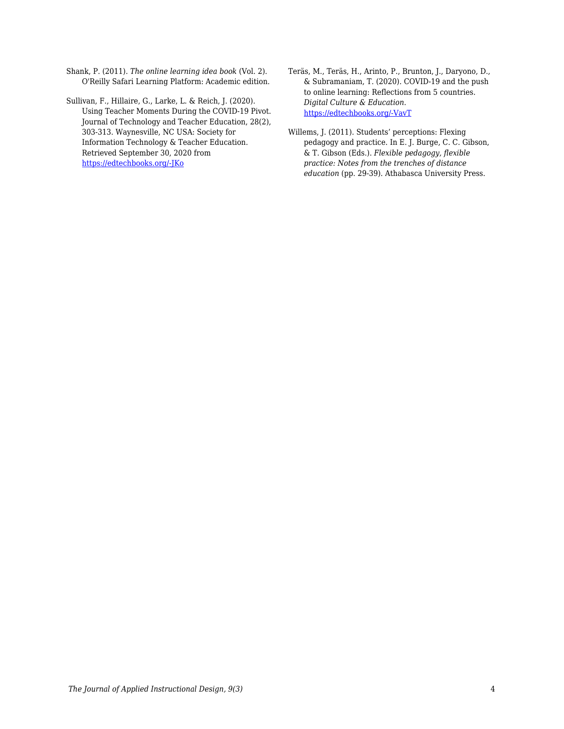Shank, P. (2011). *The online learning idea book* (Vol. 2). O'Reilly Safari Learning Platform: Academic edition.

Sullivan, F., Hillaire, G., Larke, L. & Reich, J. (2020). Using Teacher Moments During the COVID-19 Pivot. Journal of Technology and Teacher Education, 28(2), 303-313. Waynesville, NC USA: Society for Information Technology & Teacher Education. Retrieved September 30, 2020 from [https://edtechbooks.org/-JKo](https://edtechbooks.org/-JKo)

Teräs, M., Teräs, H., Arinto, P., Brunton, J., Daryono, D., & Subramaniam, T. (2020). COVID-19 and the push to online learning: Reflections from 5 countries. *Digital Culture & Education*. [https://edtechbooks.org/-VavT](https://edtechbooks.org/-VavT)

Willems, J. (2011). Students' perceptions: Flexing pedagogy and practice. In E. J. Burge, C. C. Gibson, & T. Gibson (Eds.). *Flexible pedagogy, flexible practice: Notes from the trenches of distance education* (pp. 29-39). Athabasca University Press.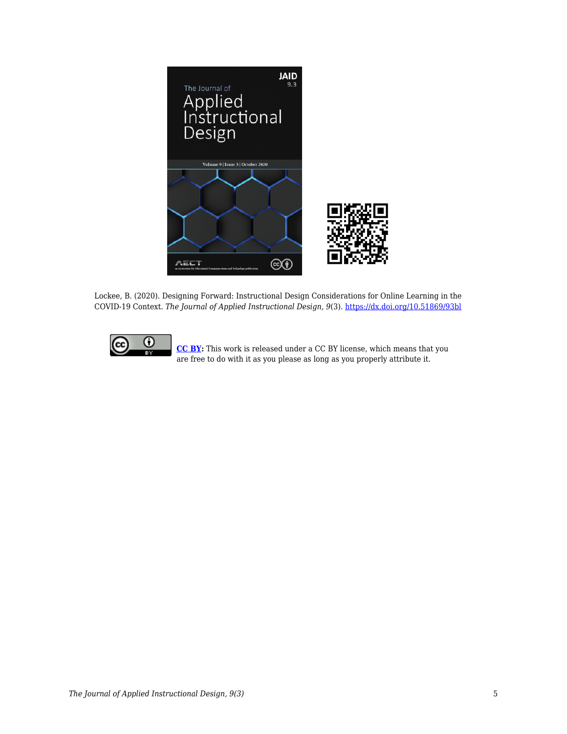Lockee, B. (2020). Designing Forward: Instructional Design Considerations for Online Learning in the COVID-19 Context. *The Journal of Applied Instructional Design, 9*(3). [https://dx.doi.org/10.51869/93bl](https://dx.doi.org/10.51869/93bl)

**[CC BY](https://creativecommons.org/licenses/by/4.0):** This work is released under a CC BY license, which means that you are free to do with it as you please as long as you properly attribute it.